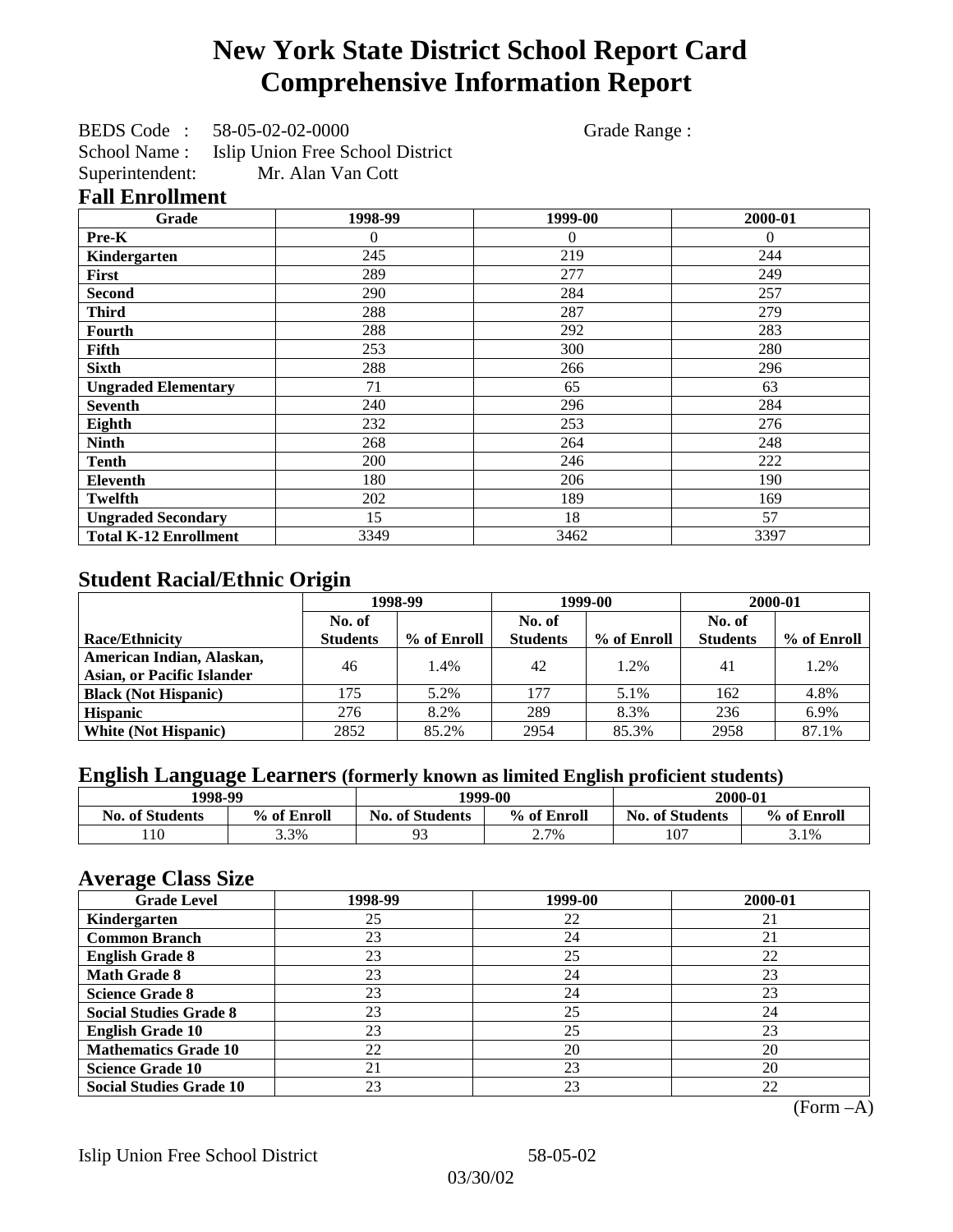# New York State District School Report Card Comprehensive Information Report

BEDS Code : 58-05-02-02-0000 Grade Range :

School Name : Islip Union Free School District

Superintendent: Mr. Alan Van Cott

## Fall Enrollment

| Grade | 1998-99 | 1999-00 | 2000-01 |
|---|---|---|---|
| Pre-K | 0 | 0 | 0 |
| Kindergarten | 245 | 219 | 244 |
| First | 289 | 277 | 249 |
| Second | 290 | 284 | 257 |
| Third | 288 | 287 | 279 |
| Fourth | 288 | 292 | 283 |
| Fifth | 253 | 300 | 280 |
| Sixth | 288 | 266 | 296 |
| Ungraded Elementary | 71 | 65 | 63 |
| Seventh | 240 | 296 | 284 |
| Eighth | 232 | 253 | 276 |
| Ninth | 268 | 264 | 248 |
| Tenth | 200 | 246 | 222 |
| Eleventh | 180 | 206 | 190 |
| Twelfth | 202 | 189 | 169 |
| Ungraded Secondary | 15 | 18 | 57 |
| Total K-12 Enrollment | 3349 | 3462 | 3397 |

## Student Racial/Ethnic Origin

| | 1998-99 | | 1999-00 | | 2000-01 | |
|---|---|---|---|---|---|---|
| Race/Ethnicity | No. of Students | % of Enroll | No. of Students | % of Enroll | No. of Students | % of Enroll |
| American Indian, Alaskan, Asian, or Pacific Islander | 46 | 1.4% | 42 | 1.2% | 41 | 1.2% |
| Black (Not Hispanic) | 175 | 5.2% | 177 | 5.1% | 162 | 4.8% |
| Hispanic | 276 | 8.2% | 289 | 8.3% | 236 | 6.9% |
| White (Not Hispanic) | 2852 | 85.2% | 2954 | 85.3% | 2958 | 87.1% |

## English Language Learners (formerly known as limited English proficient students)

| 1998-99 | | 1999-00 | | 2000-01 | |
|---|---|---|---|---|---|
| No. of Students | % of Enroll | No. of Students | % of Enroll | No. of Students | % of Enroll |
| 110 | 3.3% | 93 | 2.7% | 107 | 3.1% |

## Average Class Size

| Grade Level | 1998-99 | 1999-00 | 2000-01 |
|---|---|---|---|
| Kindergarten | 25 | 22 | 21 |
| Common Branch | 23 | 24 | 21 |
| English Grade 8 | 23 | 25 | 22 |
| Math Grade 8 | 23 | 24 | 23 |
| Science Grade 8 | 23 | 24 | 23 |
| Social Studies Grade 8 | 23 | 25 | 24 |
| English Grade 10 | 23 | 25 | 23 |
| Mathematics Grade 10 | 22 | 20 | 20 |
| Science Grade 10 | 21 | 23 | 20 |
| Social Studies Grade 10 | 23 | 23 | 22 |

(Form –A)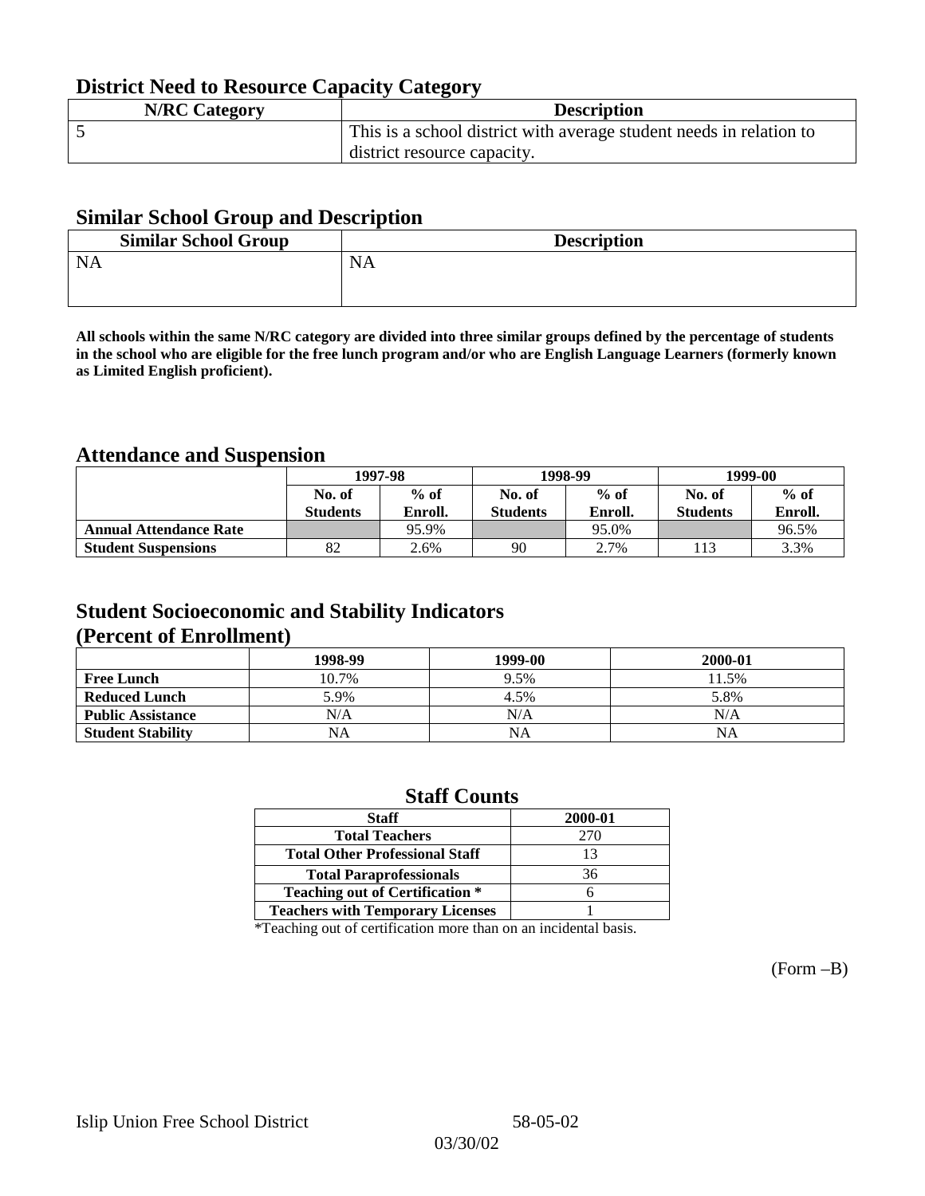## District Need to Resource Capacity Category

| N/RC Category | Description |
|---|---|
| 5 | This is a school district with average student needs in relation to district resource capacity. |

## Similar School Group and Description

| Similar School Group | Description |
|---|---|
| NA | NA |

**All schools within the same N/RC category are divided into three similar groups defined by the percentage of students in the school who are eligible for the free lunch program and/or who are English Language Learners (formerly known as Limited English proficient).**

## Attendance and Suspension

| | 1997-98 | | 1998-99 | | 1999-00 | |
|---|---|---|---|---|---|---|
| | No. of Students | % of Enroll. | No. of Students | % of Enroll. | No. of Students | % of Enroll. |
| **Annual Attendance Rate** | | 95.9% | | 95.0% | | 96.5% |
| **Student Suspensions** | 82 | 2.6% | 90 | 2.7% | 113 | 3.3% |

## Student Socioeconomic and Stability Indicators (Percent of Enrollment)

| | 1998-99 | 1999-00 | 2000-01 |
|---|---|---|---|
| **Free Lunch** | 10.7% | 9.5% | 11.5% |
| **Reduced Lunch** | 5.9% | 4.5% | 5.8% |
| **Public Assistance** | N/A | N/A | N/A |
| **Student Stability** | NA | NA | NA |

## Staff Counts

| Staff | 2000-01 |
|---|---|
| Total Teachers | 270 |
| Total Other Professional Staff | 13 |
| Total Paraprofessionals | 36 |
| Teaching out of Certification * | 6 |
| Teachers with Temporary Licenses | 1 |

*Teaching out of certification more than on an incidental basis.

(Form –B)

Islip Union Free School District 58-05-02

03/30/02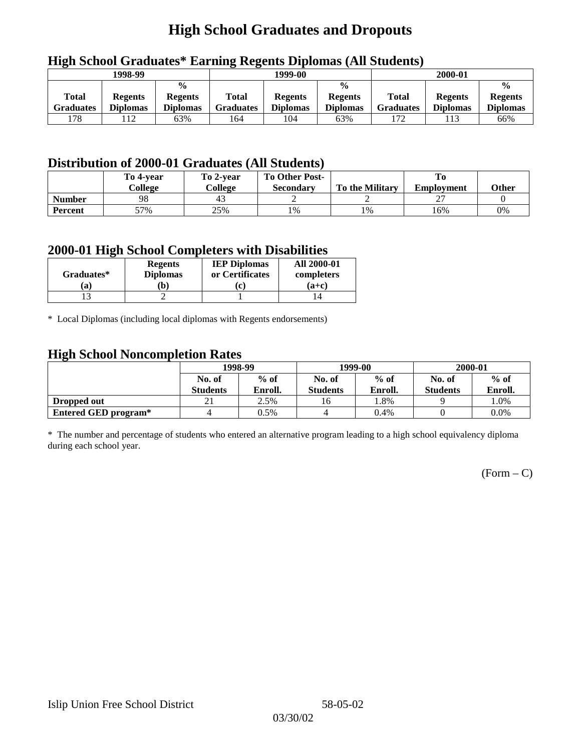# High School Graduates and Dropouts

## High School Graduates* Earning Regents Diplomas (All Students)

| 1998-99 | | | 1999-00 | | | 2000-01 | | |
|---|---|---|---|---|---|---|---|---|
| Total Graduates | Regents Diplomas | % Regents Diplomas | Total Graduates | Regents Diplomas | % Regents Diplomas | Total Graduates | Regents Diplomas | % Regents Diplomas |
| 178 | 112 | 63% | 164 | 104 | 63% | 172 | 113 | 66% |

## Distribution of 2000-01 Graduates (All Students)

| | To 4-year College | To 2-year College | To Other Post-Secondary | To the Military | To Employment | Other |
|---|---|---|---|---|---|---|
| **Number** | 98 | 43 | 2 | 2 | 27 | 0 |
| **Percent** | 57% | 25% | 1% | 1% | 16% | 0% |

## 2000-01 High School Completers with Disabilities

| Graduates* (a) | Regents Diplomas (b) | IEP Diplomas or Certificates (c) | All 2000-01 completers (a+c) |
|---|---|---|---|
| 13 | 2 | 1 | 14 |

\* Local Diplomas (including local diplomas with Regents endorsements)

## High School Noncompletion Rates

| | 1998-99 | | 1999-00 | | 2000-01 | |
|---|---|---|---|---|---|---|
| | No. of Students | % of Enroll. | No. of Students | % of Enroll. | No. of Students | % of Enroll. |
| **Dropped out** | 21 | 2.5% | 16 | 1.8% | 9 | 1.0% |
| **Entered GED program*** | 4 | 0.5% | 4 | 0.4% | 0 | 0.0% |

\* The number and percentage of students who entered an alternative program leading to a high school equivalency diploma during each school year.

(Form – C)

Islip Union Free School District 58-05-02

03/30/02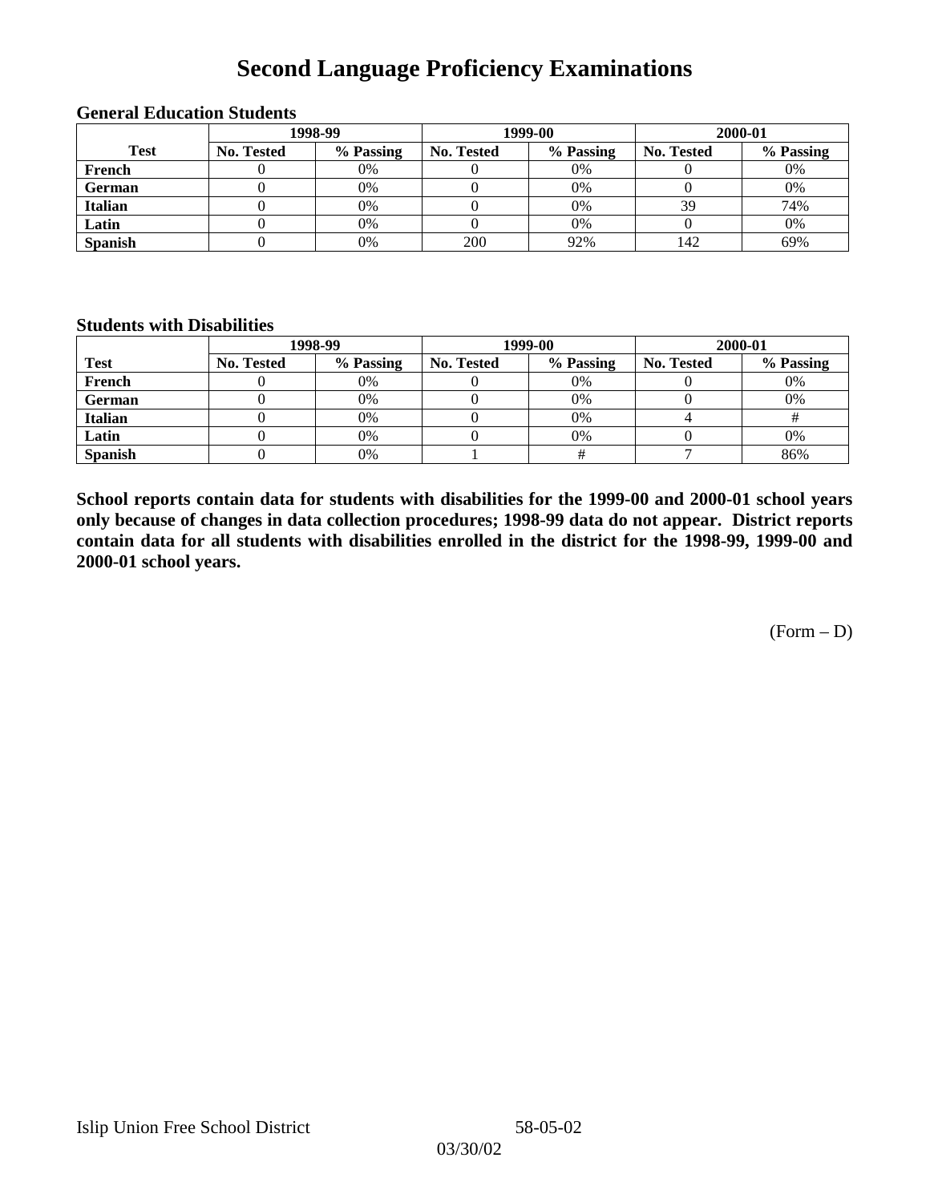# Second Language Proficiency Examinations

### General Education Students

| Test | 1998-99 | | 1999-00 | | 2000-01 | |
|---|---|---|---|---|---|---|
| | No. Tested | % Passing | No. Tested | % Passing | No. Tested | % Passing |
| French | 0 | 0% | 0 | 0% | 0 | 0% |
| German | 0 | 0% | 0 | 0% | 0 | 0% |
| Italian | 0 | 0% | 0 | 0% | 39 | 74% |
| Latin | 0 | 0% | 0 | 0% | 0 | 0% |
| Spanish | 0 | 0% | 200 | 92% | 142 | 69% |

### Students with Disabilities

| Test | 1998-99 | | 1999-00 | | 2000-01 | |
|---|---|---|---|---|---|---|
| | No. Tested | % Passing | No. Tested | % Passing | No. Tested | % Passing |
| French | 0 | 0% | 0 | 0% | 0 | 0% |
| German | 0 | 0% | 0 | 0% | 0 | 0% |
| Italian | 0 | 0% | 0 | 0% | 4 | # |
| Latin | 0 | 0% | 0 | 0% | 0 | 0% |
| Spanish | 0 | 0% | 1 | # | 7 | 86% |

**School reports contain data for students with disabilities for the 1999-00 and 2000-01 school years only because of changes in data collection procedures; 1998-99 data do not appear. District reports contain data for all students with disabilities enrolled in the district for the 1998-99, 1999-00 and 2000-01 school years.**

(Form – D)

Islip Union Free School District 58-05-02

03/30/02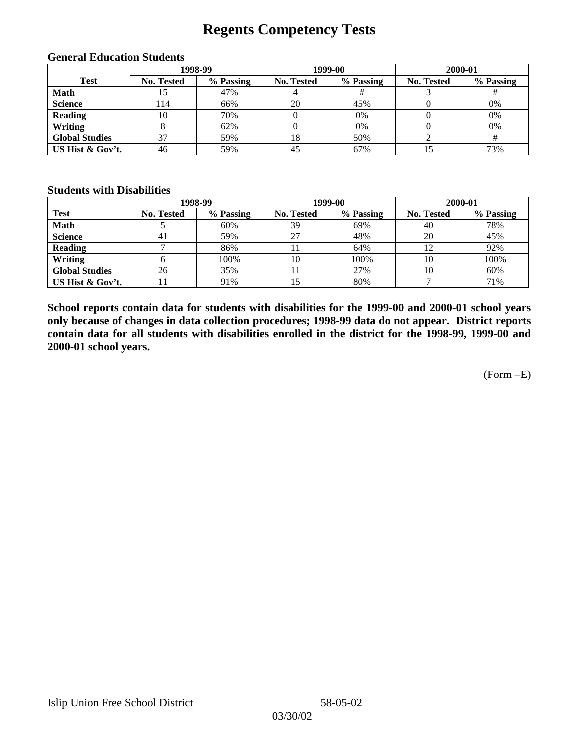# Regents Competency Tests

### General Education Students

| Test | 1998-99 | | 1999-00 | | 2000-01 | |
|---|---|---|---|---|---|---|
| | No. Tested | % Passing | No. Tested | % Passing | No. Tested | % Passing |
| **Math** | 15 | 47% | 4 | # | 3 | # |
| **Science** | 114 | 66% | 20 | 45% | 0 | 0% |
| **Reading** | 10 | 70% | 0 | 0% | 0 | 0% |
| **Writing** | 8 | 62% | 0 | 0% | 0 | 0% |
| **Global Studies** | 37 | 59% | 18 | 50% | 2 | # |
| **US Hist & Gov't.** | 46 | 59% | 45 | 67% | 15 | 73% |

### Students with Disabilities

| Test | 1998-99 | | 1999-00 | | 2000-01 | |
|---|---|---|---|---|---|---|
| | No. Tested | % Passing | No. Tested | % Passing | No. Tested | % Passing |
| **Math** | 5 | 60% | 39 | 69% | 40 | 78% |
| **Science** | 41 | 59% | 27 | 48% | 20 | 45% |
| **Reading** | 7 | 86% | 11 | 64% | 12 | 92% |
| **Writing** | 6 | 100% | 10 | 100% | 10 | 100% |
| **Global Studies** | 26 | 35% | 11 | 27% | 10 | 60% |
| **US Hist & Gov't.** | 11 | 91% | 15 | 80% | 7 | 71% |

**School reports contain data for students with disabilities for the 1999-00 and 2000-01 school years only because of changes in data collection procedures; 1998-99 data do not appear. District reports contain data for all students with disabilities enrolled in the district for the 1998-99, 1999-00 and 2000-01 school years.**

(Form –E)

Islip Union Free School District 58-05-02

03/30/02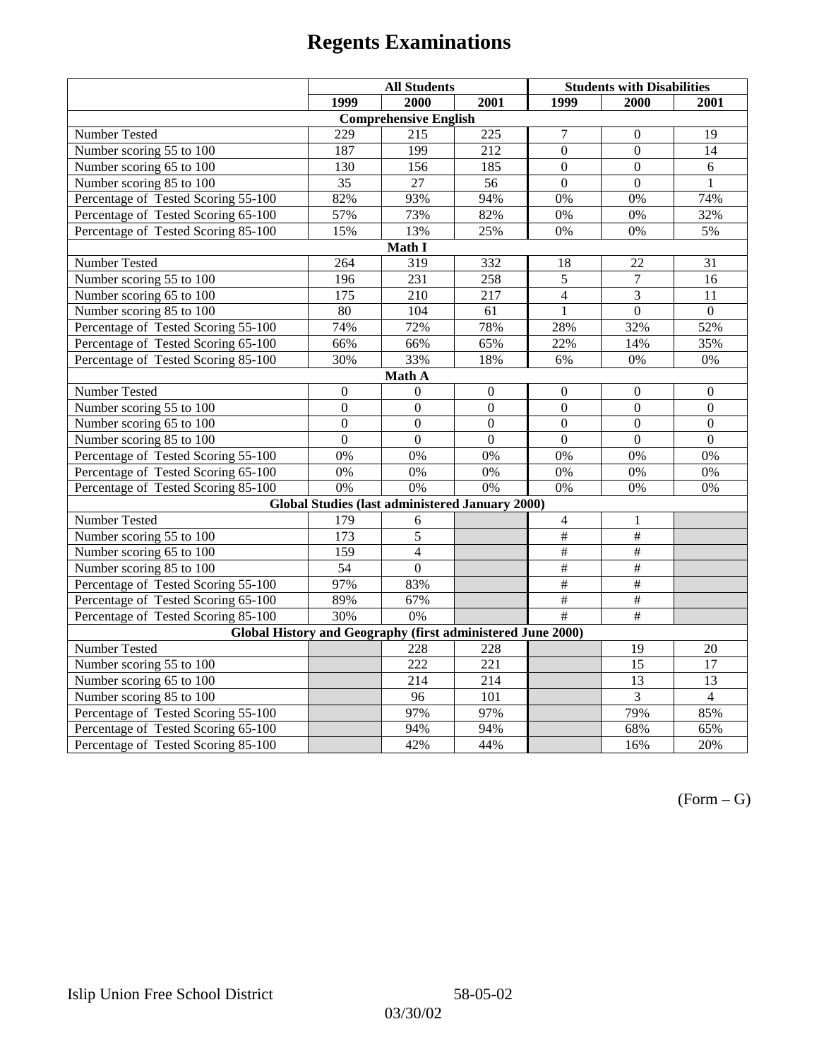# Regents Examinations

| | All Students | | | Students with Disabilities | | |
|---|---|---|---|---|---|---|
| | 1999 | 2000 | 2001 | 1999 | 2000 | 2001 |
| **Comprehensive English** | | | | | | |
| Number Tested | 229 | 215 | 225 | 7 | 0 | 19 |
| Number scoring 55 to 100 | 187 | 199 | 212 | 0 | 0 | 14 |
| Number scoring 65 to 100 | 130 | 156 | 185 | 0 | 0 | 6 |
| Number scoring 85 to 100 | 35 | 27 | 56 | 0 | 0 | 1 |
| Percentage of Tested Scoring 55-100 | 82% | 93% | 94% | 0% | 0% | 74% |
| Percentage of Tested Scoring 65-100 | 57% | 73% | 82% | 0% | 0% | 32% |
| Percentage of Tested Scoring 85-100 | 15% | 13% | 25% | 0% | 0% | 5% |
| **Math I** | | | | | | |
| Number Tested | 264 | 319 | 332 | 18 | 22 | 31 |
| Number scoring 55 to 100 | 196 | 231 | 258 | 5 | 7 | 16 |
| Number scoring 65 to 100 | 175 | 210 | 217 | 4 | 3 | 11 |
| Number scoring 85 to 100 | 80 | 104 | 61 | 1 | 0 | 0 |
| Percentage of Tested Scoring 55-100 | 74% | 72% | 78% | 28% | 32% | 52% |
| Percentage of Tested Scoring 65-100 | 66% | 66% | 65% | 22% | 14% | 35% |
| Percentage of Tested Scoring 85-100 | 30% | 33% | 18% | 6% | 0% | 0% |
| **Math A** | | | | | | |
| Number Tested | 0 | 0 | 0 | 0 | 0 | 0 |
| Number scoring 55 to 100 | 0 | 0 | 0 | 0 | 0 | 0 |
| Number scoring 65 to 100 | 0 | 0 | 0 | 0 | 0 | 0 |
| Number scoring 85 to 100 | 0 | 0 | 0 | 0 | 0 | 0 |
| Percentage of Tested Scoring 55-100 | 0% | 0% | 0% | 0% | 0% | 0% |
| Percentage of Tested Scoring 65-100 | 0% | 0% | 0% | 0% | 0% | 0% |
| Percentage of Tested Scoring 85-100 | 0% | 0% | 0% | 0% | 0% | 0% |
| **Global Studies (last administered January 2000)** | | | | | | |
| Number Tested | 179 | 6 | | 4 | 1 | |
| Number scoring 55 to 100 | 173 | 5 | | # | # | |
| Number scoring 65 to 100 | 159 | 4 | | # | # | |
| Number scoring 85 to 100 | 54 | 0 | | # | # | |
| Percentage of Tested Scoring 55-100 | 97% | 83% | | # | # | |
| Percentage of Tested Scoring 65-100 | 89% | 67% | | # | # | |
| Percentage of Tested Scoring 85-100 | 30% | 0% | | # | # | |
| **Global History and Geography (first administered June 2000)** | | | | | | |
| Number Tested | | 228 | 228 | | 19 | 20 |
| Number scoring 55 to 100 | | 222 | 221 | | 15 | 17 |
| Number scoring 65 to 100 | | 214 | 214 | | 13 | 13 |
| Number scoring 85 to 100 | | 96 | 101 | | 3 | 4 |
| Percentage of Tested Scoring 55-100 | | 97% | 97% | | 79% | 85% |
| Percentage of Tested Scoring 65-100 | | 94% | 94% | | 68% | 65% |
| Percentage of Tested Scoring 85-100 | | 42% | 44% | | 16% | 20% |

(Form – G)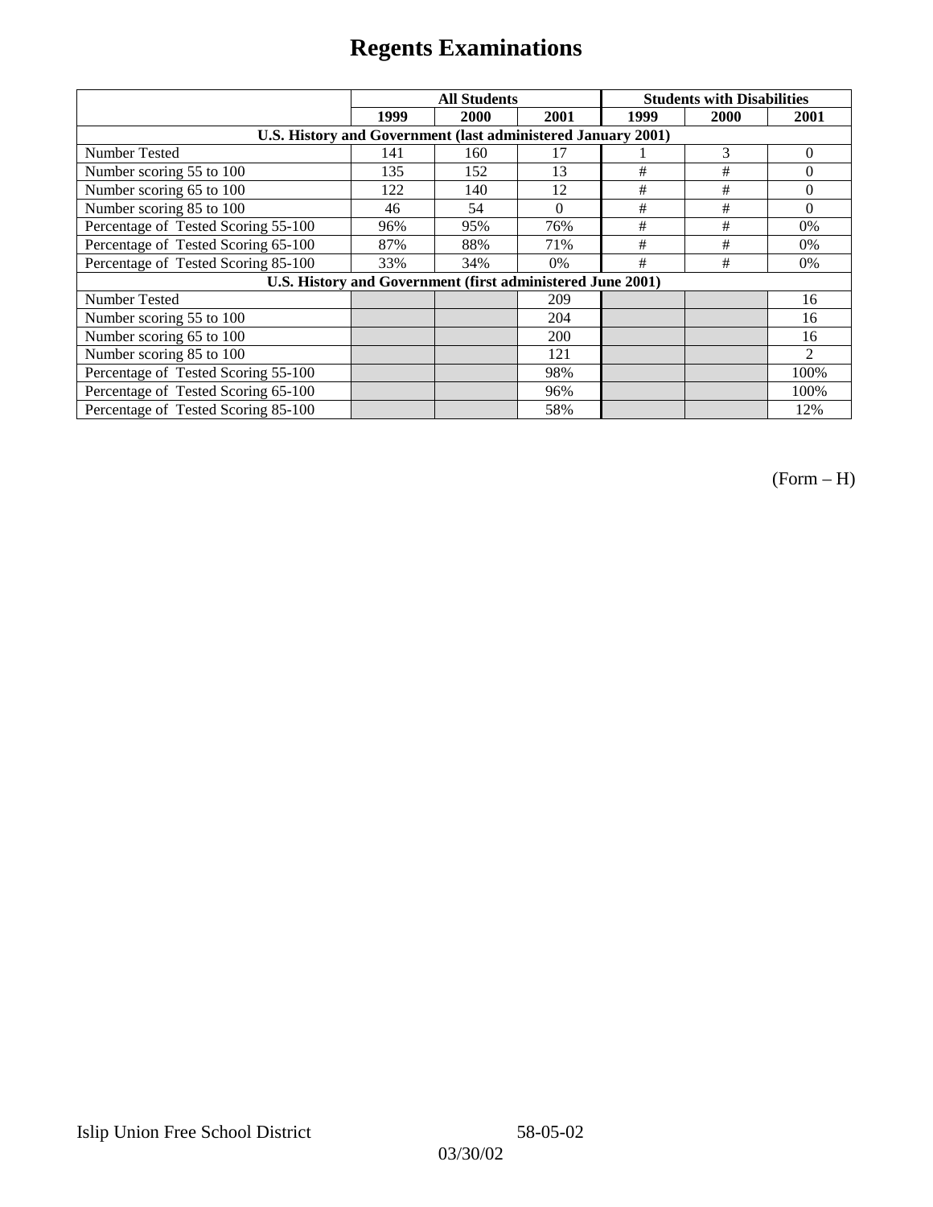# Regents Examinations

| | All Students | | | Students with Disabilities | | |
|---|---|---|---|---|---|---|
| | 1999 | 2000 | 2001 | 1999 | 2000 | 2001 |
| **U.S. History and Government (last administered January 2001)** | | | | | | |
| Number Tested | 141 | 160 | 17 | 1 | 3 | 0 |
| Number scoring 55 to 100 | 135 | 152 | 13 | # | # | 0 |
| Number scoring 65 to 100 | 122 | 140 | 12 | # | # | 0 |
| Number scoring 85 to 100 | 46 | 54 | 0 | # | # | 0 |
| Percentage of Tested Scoring 55-100 | 96% | 95% | 76% | # | # | 0% |
| Percentage of Tested Scoring 65-100 | 87% | 88% | 71% | # | # | 0% |
| Percentage of Tested Scoring 85-100 | 33% | 34% | 0% | # | # | 0% |
| **U.S. History and Government (first administered June 2001)** | | | | | | |
| Number Tested | | | 209 | | | 16 |
| Number scoring 55 to 100 | | | 204 | | | 16 |
| Number scoring 65 to 100 | | | 200 | | | 16 |
| Number scoring 85 to 100 | | | 121 | | | 2 |
| Percentage of Tested Scoring 55-100 | | | 98% | | | 100% |
| Percentage of Tested Scoring 65-100 | | | 96% | | | 100% |
| Percentage of Tested Scoring 85-100 | | | 58% | | | 12% |

(Form – H)

Islip Union Free School District 58-05-02

03/30/02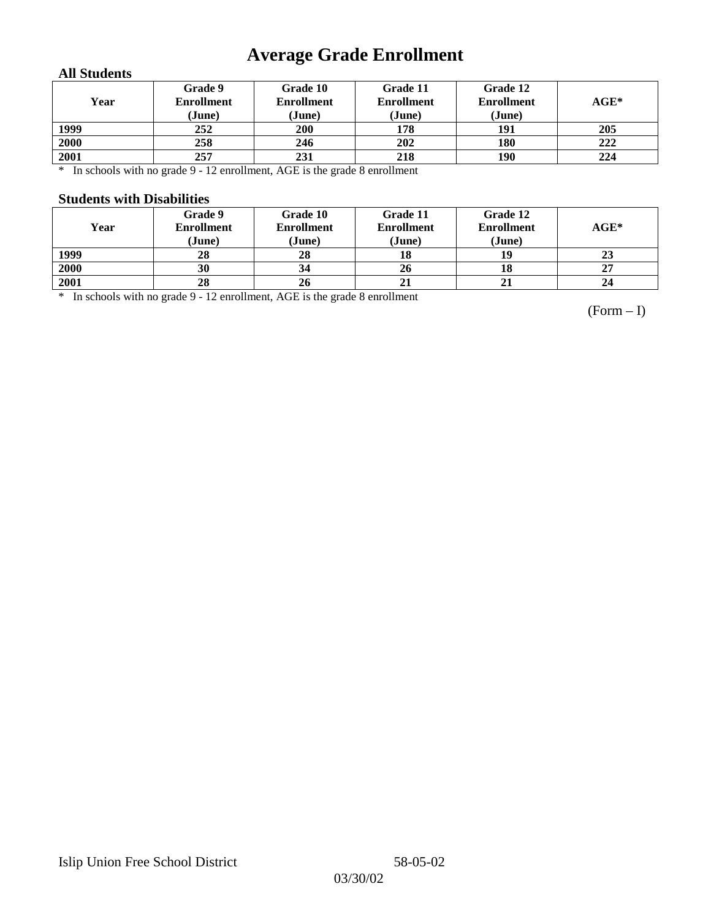# Average Grade Enrollment

### All Students

| Year | Grade 9 Enrollment (June) | Grade 10 Enrollment (June) | Grade 11 Enrollment (June) | Grade 12 Enrollment (June) | AGE* |
|---|---|---|---|---|---|
| 1999 | 252 | 200 | 178 | 191 | 205 |
| 2000 | 258 | 246 | 202 | 180 | 222 |
| 2001 | 257 | 231 | 218 | 190 | 224 |

* In schools with no grade 9 - 12 enrollment, AGE is the grade 8 enrollment

### Students with Disabilities

| Year | Grade 9 Enrollment (June) | Grade 10 Enrollment (June) | Grade 11 Enrollment (June) | Grade 12 Enrollment (June) | AGE* |
|---|---|---|---|---|---|
| 1999 | 28 | 28 | 18 | 19 | 23 |
| 2000 | 30 | 34 | 26 | 18 | 27 |
| 2001 | 28 | 26 | 21 | 21 | 24 |

* In schools with no grade 9 - 12 enrollment, AGE is the grade 8 enrollment

(Form – I)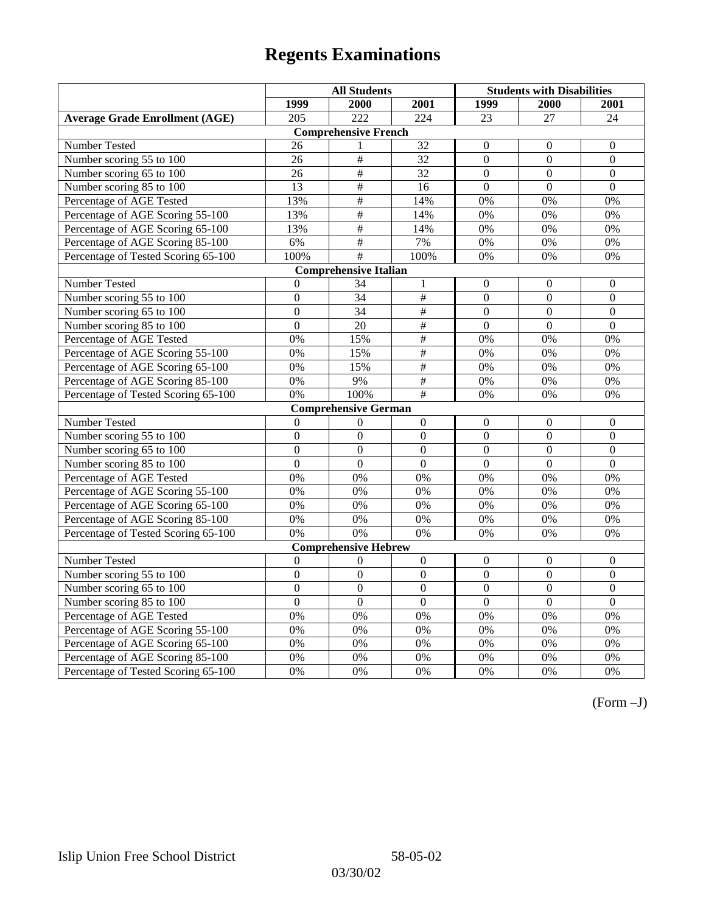# Regents Examinations

| | All Students | | | Students with Disabilities | | |
|---|---|---|---|---|---|---|
| | 1999 | 2000 | 2001 | 1999 | 2000 | 2001 |
| **Average Grade Enrollment (AGE)** | 205 | 222 | 224 | 23 | 27 | 24 |
| **Comprehensive French** | | | | | | |
| Number Tested | 26 | 1 | 32 | 0 | 0 | 0 |
| Number scoring 55 to 100 | 26 | # | 32 | 0 | 0 | 0 |
| Number scoring 65 to 100 | 26 | # | 32 | 0 | 0 | 0 |
| Number scoring 85 to 100 | 13 | # | 16 | 0 | 0 | 0 |
| Percentage of AGE Tested | 13% | # | 14% | 0% | 0% | 0% |
| Percentage of AGE Scoring 55-100 | 13% | # | 14% | 0% | 0% | 0% |
| Percentage of AGE Scoring 65-100 | 13% | # | 14% | 0% | 0% | 0% |
| Percentage of AGE Scoring 85-100 | 6% | # | 7% | 0% | 0% | 0% |
| Percentage of Tested Scoring 65-100 | 100% | # | 100% | 0% | 0% | 0% |
| **Comprehensive Italian** | | | | | | |
| Number Tested | 0 | 34 | 1 | 0 | 0 | 0 |
| Number scoring 55 to 100 | 0 | 34 | # | 0 | 0 | 0 |
| Number scoring 65 to 100 | 0 | 34 | # | 0 | 0 | 0 |
| Number scoring 85 to 100 | 0 | 20 | # | 0 | 0 | 0 |
| Percentage of AGE Tested | 0% | 15% | # | 0% | 0% | 0% |
| Percentage of AGE Scoring 55-100 | 0% | 15% | # | 0% | 0% | 0% |
| Percentage of AGE Scoring 65-100 | 0% | 15% | # | 0% | 0% | 0% |
| Percentage of AGE Scoring 85-100 | 0% | 9% | # | 0% | 0% | 0% |
| Percentage of Tested Scoring 65-100 | 0% | 100% | # | 0% | 0% | 0% |
| **Comprehensive German** | | | | | | |
| Number Tested | 0 | 0 | 0 | 0 | 0 | 0 |
| Number scoring 55 to 100 | 0 | 0 | 0 | 0 | 0 | 0 |
| Number scoring 65 to 100 | 0 | 0 | 0 | 0 | 0 | 0 |
| Number scoring 85 to 100 | 0 | 0 | 0 | 0 | 0 | 0 |
| Percentage of AGE Tested | 0% | 0% | 0% | 0% | 0% | 0% |
| Percentage of AGE Scoring 55-100 | 0% | 0% | 0% | 0% | 0% | 0% |
| Percentage of AGE Scoring 65-100 | 0% | 0% | 0% | 0% | 0% | 0% |
| Percentage of AGE Scoring 85-100 | 0% | 0% | 0% | 0% | 0% | 0% |
| Percentage of Tested Scoring 65-100 | 0% | 0% | 0% | 0% | 0% | 0% |
| **Comprehensive Hebrew** | | | | | | |
| Number Tested | 0 | 0 | 0 | 0 | 0 | 0 |
| Number scoring 55 to 100 | 0 | 0 | 0 | 0 | 0 | 0 |
| Number scoring 65 to 100 | 0 | 0 | 0 | 0 | 0 | 0 |
| Number scoring 85 to 100 | 0 | 0 | 0 | 0 | 0 | 0 |
| Percentage of AGE Tested | 0% | 0% | 0% | 0% | 0% | 0% |
| Percentage of AGE Scoring 55-100 | 0% | 0% | 0% | 0% | 0% | 0% |
| Percentage of AGE Scoring 65-100 | 0% | 0% | 0% | 0% | 0% | 0% |
| Percentage of AGE Scoring 85-100 | 0% | 0% | 0% | 0% | 0% | 0% |
| Percentage of Tested Scoring 65-100 | 0% | 0% | 0% | 0% | 0% | 0% |

(Form –J)

Islip Union Free School District 58-05-02

03/30/02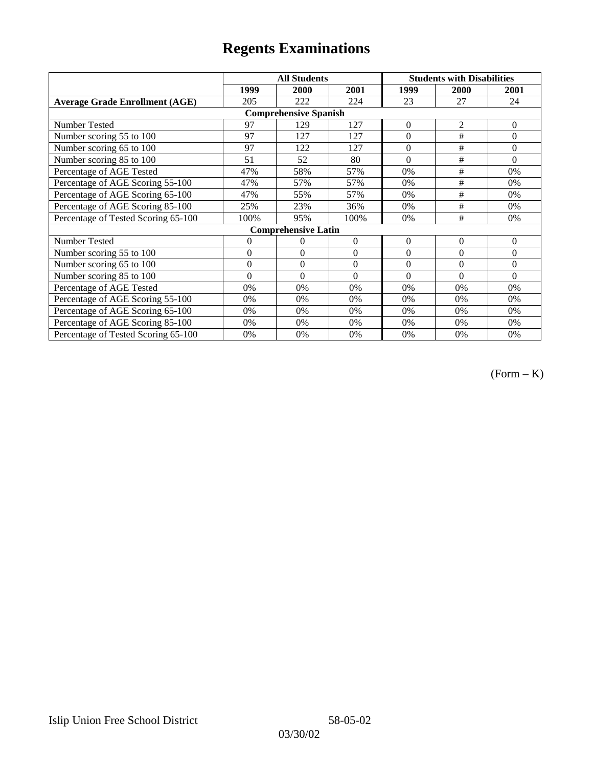# Regents Examinations

| | All Students | | | Students with Disabilities | | |
|---|---|---|---|---|---|---|
| | 1999 | 2000 | 2001 | 1999 | 2000 | 2001 |
| **Average Grade Enrollment (AGE)** | 205 | 222 | 224 | 23 | 27 | 24 |
| **Comprehensive Spanish** | | | | | | |
| Number Tested | 97 | 129 | 127 | 0 | 2 | 0 |
| Number scoring 55 to 100 | 97 | 127 | 127 | 0 | # | 0 |
| Number scoring 65 to 100 | 97 | 122 | 127 | 0 | # | 0 |
| Number scoring 85 to 100 | 51 | 52 | 80 | 0 | # | 0 |
| Percentage of AGE Tested | 47% | 58% | 57% | 0% | # | 0% |
| Percentage of AGE Scoring 55-100 | 47% | 57% | 57% | 0% | # | 0% |
| Percentage of AGE Scoring 65-100 | 47% | 55% | 57% | 0% | # | 0% |
| Percentage of AGE Scoring 85-100 | 25% | 23% | 36% | 0% | # | 0% |
| Percentage of Tested Scoring 65-100 | 100% | 95% | 100% | 0% | # | 0% |
| **Comprehensive Latin** | | | | | | |
| Number Tested | 0 | 0 | 0 | 0 | 0 | 0 |
| Number scoring 55 to 100 | 0 | 0 | 0 | 0 | 0 | 0 |
| Number scoring 65 to 100 | 0 | 0 | 0 | 0 | 0 | 0 |
| Number scoring 85 to 100 | 0 | 0 | 0 | 0 | 0 | 0 |
| Percentage of AGE Tested | 0% | 0% | 0% | 0% | 0% | 0% |
| Percentage of AGE Scoring 55-100 | 0% | 0% | 0% | 0% | 0% | 0% |
| Percentage of AGE Scoring 65-100 | 0% | 0% | 0% | 0% | 0% | 0% |
| Percentage of AGE Scoring 85-100 | 0% | 0% | 0% | 0% | 0% | 0% |
| Percentage of Tested Scoring 65-100 | 0% | 0% | 0% | 0% | 0% | 0% |

(Form – K)

Islip Union Free School District 58-05-02

03/30/02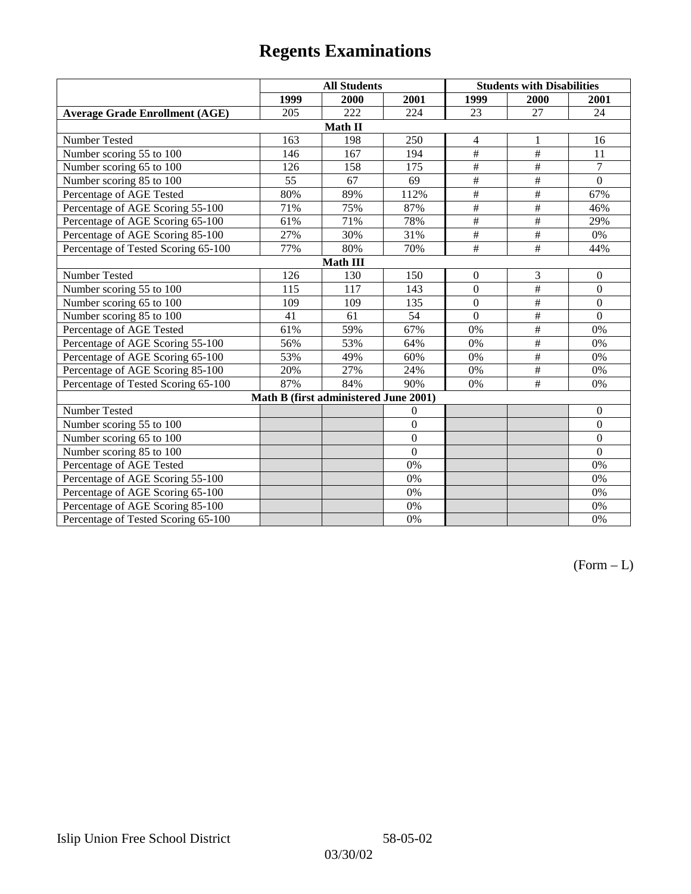# Regents Examinations

| | All Students | | | Students with Disabilities | | |
|---|---|---|---|---|---|---|
| | 1999 | 2000 | 2001 | 1999 | 2000 | 2001 |
| **Average Grade Enrollment (AGE)** | 205 | 222 | 224 | 23 | 27 | 24 |
| **Math II** | | | | | | |
| Number Tested | 163 | 198 | 250 | 4 | 1 | 16 |
| Number scoring 55 to 100 | 146 | 167 | 194 | # | # | 11 |
| Number scoring 65 to 100 | 126 | 158 | 175 | # | # | 7 |
| Number scoring 85 to 100 | 55 | 67 | 69 | # | # | 0 |
| Percentage of AGE Tested | 80% | 89% | 112% | # | # | 67% |
| Percentage of AGE Scoring 55-100 | 71% | 75% | 87% | # | # | 46% |
| Percentage of AGE Scoring 65-100 | 61% | 71% | 78% | # | # | 29% |
| Percentage of AGE Scoring 85-100 | 27% | 30% | 31% | # | # | 0% |
| Percentage of Tested Scoring 65-100 | 77% | 80% | 70% | # | # | 44% |
| **Math III** | | | | | | |
| Number Tested | 126 | 130 | 150 | 0 | 3 | 0 |
| Number scoring 55 to 100 | 115 | 117 | 143 | 0 | # | 0 |
| Number scoring 65 to 100 | 109 | 109 | 135 | 0 | # | 0 |
| Number scoring 85 to 100 | 41 | 61 | 54 | 0 | # | 0 |
| Percentage of AGE Tested | 61% | 59% | 67% | 0% | # | 0% |
| Percentage of AGE Scoring 55-100 | 56% | 53% | 64% | 0% | # | 0% |
| Percentage of AGE Scoring 65-100 | 53% | 49% | 60% | 0% | # | 0% |
| Percentage of AGE Scoring 85-100 | 20% | 27% | 24% | 0% | # | 0% |
| Percentage of Tested Scoring 65-100 | 87% | 84% | 90% | 0% | # | 0% |
| **Math B (first administered June 2001)** | | | | | | |
| Number Tested | | | 0 | | | 0 |
| Number scoring 55 to 100 | | | 0 | | | 0 |
| Number scoring 65 to 100 | | | 0 | | | 0 |
| Number scoring 85 to 100 | | | 0 | | | 0 |
| Percentage of AGE Tested | | | 0% | | | 0% |
| Percentage of AGE Scoring 55-100 | | | 0% | | | 0% |
| Percentage of AGE Scoring 65-100 | | | 0% | | | 0% |
| Percentage of AGE Scoring 85-100 | | | 0% | | | 0% |
| Percentage of Tested Scoring 65-100 | | | 0% | | | 0% |

(Form – L)

Islip Union Free School District 58-05-02

03/30/02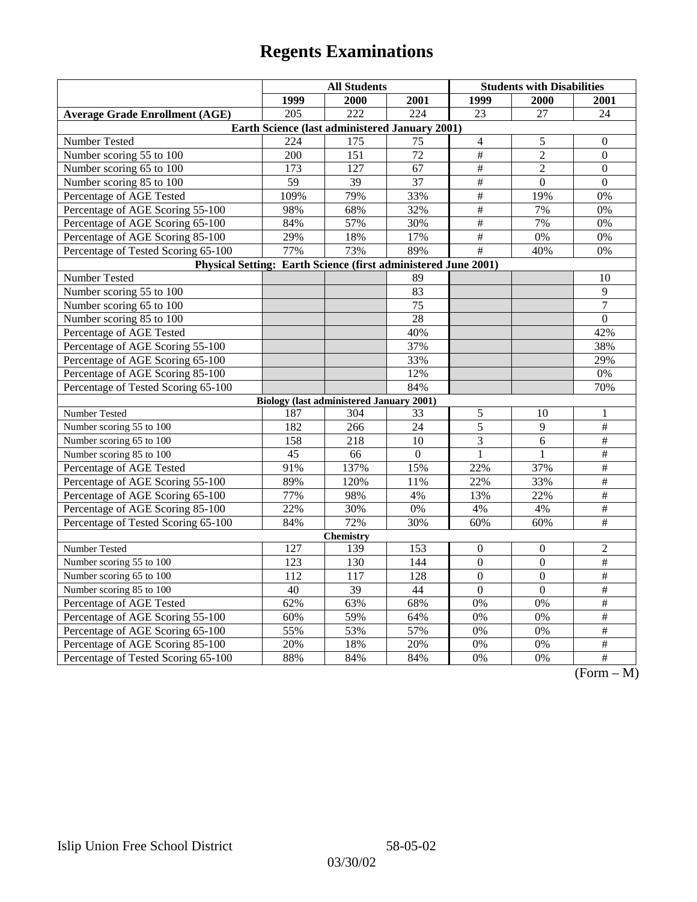# Regents Examinations

| | All Students | | | Students with Disabilities | | |
|---|---|---|---|---|---|---|
| | 1999 | 2000 | 2001 | 1999 | 2000 | 2001 |
| **Average Grade Enrollment (AGE)** | 205 | 222 | 224 | 23 | 27 | 24 |
| **Earth Science (last administered January 2001)** | | | | | | |
| Number Tested | 224 | 175 | 75 | 4 | 5 | 0 |
| Number scoring 55 to 100 | 200 | 151 | 72 | # | 2 | 0 |
| Number scoring 65 to 100 | 173 | 127 | 67 | # | 2 | 0 |
| Number scoring 85 to 100 | 59 | 39 | 37 | # | 0 | 0 |
| Percentage of AGE Tested | 109% | 79% | 33% | # | 19% | 0% |
| Percentage of AGE Scoring 55-100 | 98% | 68% | 32% | # | 7% | 0% |
| Percentage of AGE Scoring 65-100 | 84% | 57% | 30% | # | 7% | 0% |
| Percentage of AGE Scoring 85-100 | 29% | 18% | 17% | # | 0% | 0% |
| Percentage of Tested Scoring 65-100 | 77% | 73% | 89% | # | 40% | 0% |
| **Physical Setting: Earth Science (first administered June 2001)** | | | | | | |
| Number Tested | | | 89 | | | 10 |
| Number scoring 55 to 100 | | | 83 | | | 9 |
| Number scoring 65 to 100 | | | 75 | | | 7 |
| Number scoring 85 to 100 | | | 28 | | | 0 |
| Percentage of AGE Tested | | | 40% | | | 42% |
| Percentage of AGE Scoring 55-100 | | | 37% | | | 38% |
| Percentage of AGE Scoring 65-100 | | | 33% | | | 29% |
| Percentage of AGE Scoring 85-100 | | | 12% | | | 0% |
| Percentage of Tested Scoring 65-100 | | | 84% | | | 70% |
| **Biology (last administered January 2001)** | | | | | | |
| Number Tested | 187 | 304 | 33 | 5 | 10 | 1 |
| Number scoring 55 to 100 | 182 | 266 | 24 | 5 | 9 | # |
| Number scoring 65 to 100 | 158 | 218 | 10 | 3 | 6 | # |
| Number scoring 85 to 100 | 45 | 66 | 0 | 1 | 1 | # |
| Percentage of AGE Tested | 91% | 137% | 15% | 22% | 37% | # |
| Percentage of AGE Scoring 55-100 | 89% | 120% | 11% | 22% | 33% | # |
| Percentage of AGE Scoring 65-100 | 77% | 98% | 4% | 13% | 22% | # |
| Percentage of AGE Scoring 85-100 | 22% | 30% | 0% | 4% | 4% | # |
| Percentage of Tested Scoring 65-100 | 84% | 72% | 30% | 60% | 60% | # |
| **Chemistry** | | | | | | |
| Number Tested | 127 | 139 | 153 | 0 | 0 | 2 |
| Number scoring 55 to 100 | 123 | 130 | 144 | 0 | 0 | # |
| Number scoring 65 to 100 | 112 | 117 | 128 | 0 | 0 | # |
| Number scoring 85 to 100 | 40 | 39 | 44 | 0 | 0 | # |
| Percentage of AGE Tested | 62% | 63% | 68% | 0% | 0% | # |
| Percentage of AGE Scoring 55-100 | 60% | 59% | 64% | 0% | 0% | # |
| Percentage of AGE Scoring 65-100 | 55% | 53% | 57% | 0% | 0% | # |
| Percentage of AGE Scoring 85-100 | 20% | 18% | 20% | 0% | 0% | # |
| Percentage of Tested Scoring 65-100 | 88% | 84% | 84% | 0% | 0% | # |

(Form – M)

Islip Union Free School District 58-05-02

03/30/02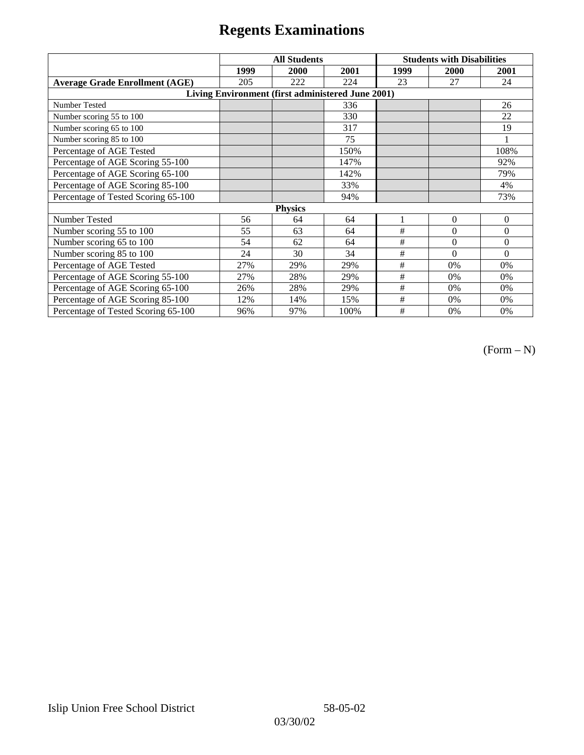# Regents Examinations

| | All Students | | | Students with Disabilities | | |
|---|---|---|---|---|---|---|
| | 1999 | 2000 | 2001 | 1999 | 2000 | 2001 |
| **Average Grade Enrollment (AGE)** | 205 | 222 | 224 | 23 | 27 | 24 |
| **Living Environment (first administered June 2001)** | | | | | | |
| Number Tested | | | 336 | | | 26 |
| Number scoring 55 to 100 | | | 330 | | | 22 |
| Number scoring 65 to 100 | | | 317 | | | 19 |
| Number scoring 85 to 100 | | | 75 | | | 1 |
| Percentage of AGE Tested | | | 150% | | | 108% |
| Percentage of AGE Scoring 55-100 | | | 147% | | | 92% |
| Percentage of AGE Scoring 65-100 | | | 142% | | | 79% |
| Percentage of AGE Scoring 85-100 | | | 33% | | | 4% |
| Percentage of Tested Scoring 65-100 | | | 94% | | | 73% |
| **Physics** | | | | | | |
| Number Tested | 56 | 64 | 64 | 1 | 0 | 0 |
| Number scoring 55 to 100 | 55 | 63 | 64 | # | 0 | 0 |
| Number scoring 65 to 100 | 54 | 62 | 64 | # | 0 | 0 |
| Number scoring 85 to 100 | 24 | 30 | 34 | # | 0 | 0 |
| Percentage of AGE Tested | 27% | 29% | 29% | # | 0% | 0% |
| Percentage of AGE Scoring 55-100 | 27% | 28% | 29% | # | 0% | 0% |
| Percentage of AGE Scoring 65-100 | 26% | 28% | 29% | # | 0% | 0% |
| Percentage of AGE Scoring 85-100 | 12% | 14% | 15% | # | 0% | 0% |
| Percentage of Tested Scoring 65-100 | 96% | 97% | 100% | # | 0% | 0% |

(Form – N)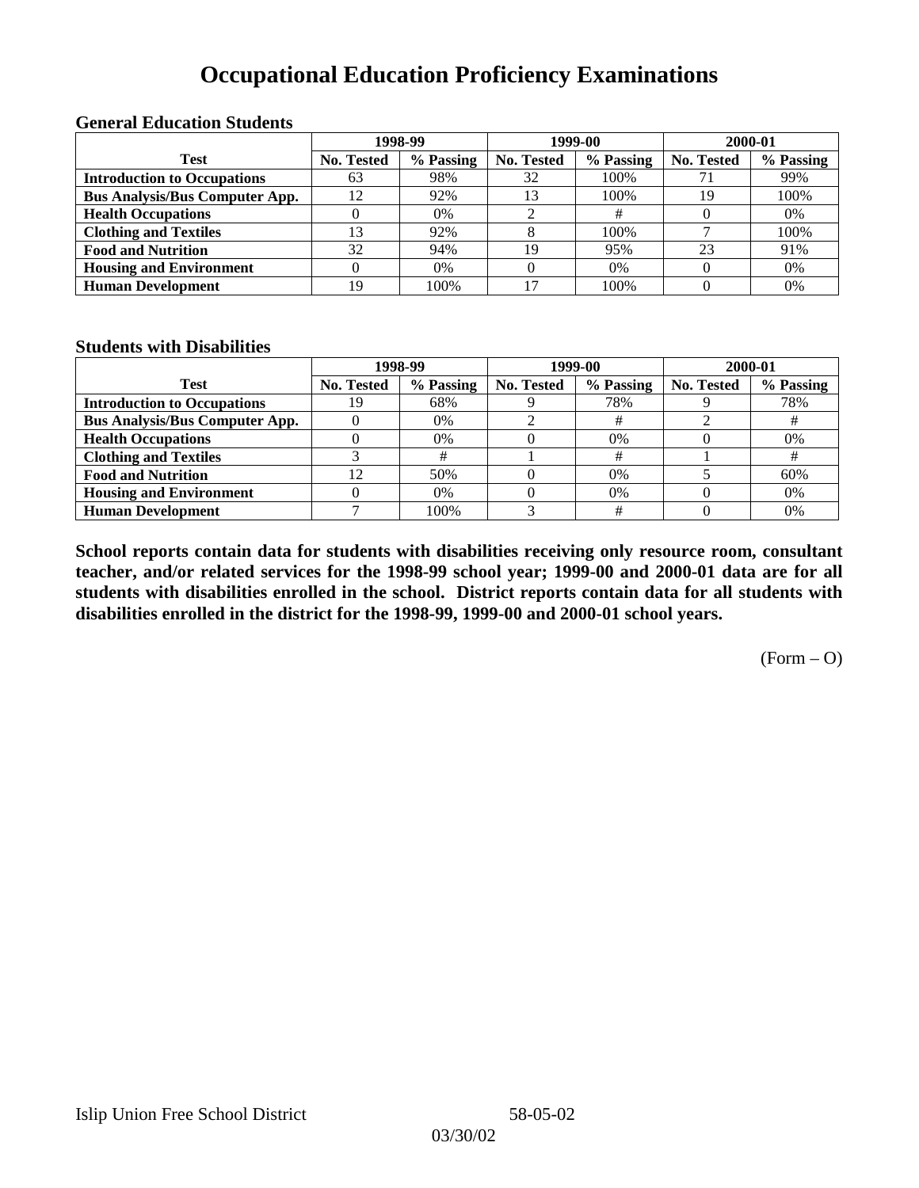# Occupational Education Proficiency Examinations

### General Education Students

| Test | 1998-99 | | 1999-00 | | 2000-01 | |
|---|---|---|---|---|---|---|
| | No. Tested | % Passing | No. Tested | % Passing | No. Tested | % Passing |
| **Introduction to Occupations** | 63 | 98% | 32 | 100% | 71 | 99% |
| **Bus Analysis/Bus Computer App.** | 12 | 92% | 13 | 100% | 19 | 100% |
| **Health Occupations** | 0 | 0% | 2 | # | 0 | 0% |
| **Clothing and Textiles** | 13 | 92% | 8 | 100% | 7 | 100% |
| **Food and Nutrition** | 32 | 94% | 19 | 95% | 23 | 91% |
| **Housing and Environment** | 0 | 0% | 0 | 0% | 0 | 0% |
| **Human Development** | 19 | 100% | 17 | 100% | 0 | 0% |

### Students with Disabilities

| Test | 1998-99 | | 1999-00 | | 2000-01 | |
|---|---|---|---|---|---|---|
| | No. Tested | % Passing | No. Tested | % Passing | No. Tested | % Passing |
| **Introduction to Occupations** | 19 | 68% | 9 | 78% | 9 | 78% |
| **Bus Analysis/Bus Computer App.** | 0 | 0% | 2 | # | 2 | # |
| **Health Occupations** | 0 | 0% | 0 | 0% | 0 | 0% |
| **Clothing and Textiles** | 3 | # | 1 | # | 1 | # |
| **Food and Nutrition** | 12 | 50% | 0 | 0% | 5 | 60% |
| **Housing and Environment** | 0 | 0% | 0 | 0% | 0 | 0% |
| **Human Development** | 7 | 100% | 3 | # | 0 | 0% |

**School reports contain data for students with disabilities receiving only resource room, consultant teacher, and/or related services for the 1998-99 school year; 1999-00 and 2000-01 data are for all students with disabilities enrolled in the school. District reports contain data for all students with disabilities enrolled in the district for the 1998-99, 1999-00 and 2000-01 school years.**

(Form – O)

Islip Union Free School District 58-05-02

03/30/02